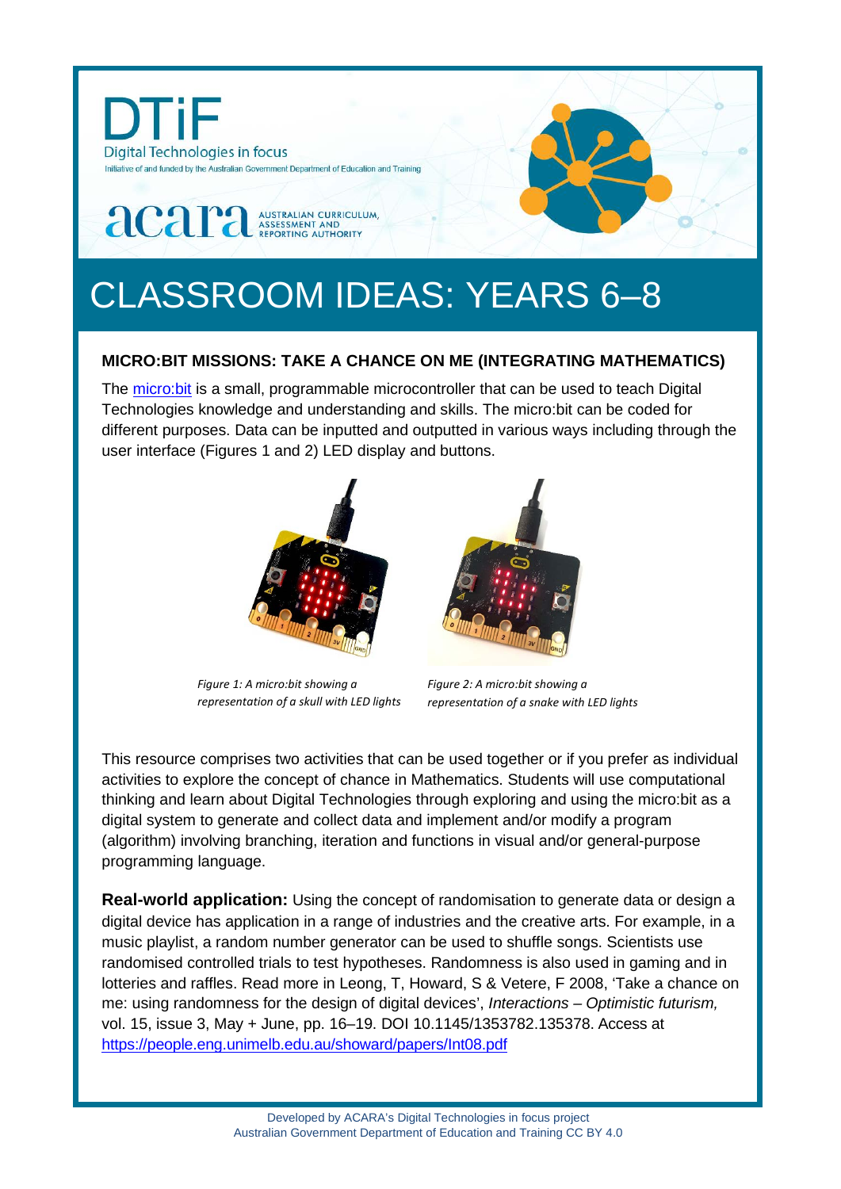DTiF

Digital Technologies in focus

Initiative of and funded by the Australian Government Department of Education and Training

acara AUSTRALIAN CURRICULUM, ASSESSMENT AND REPORTING AUTHORITY

# CLASSROOM IDEAS: YEARS 6–8

## MICRO:BIT MISSIONS: TAKE A CHANCE ON ME (INTEGRATING MATHEMATICS)

The micro:bit is a small, programmable microcontroller that can be used to teach Digital Technologies knowledge and understanding and skills. The micro:bit can be coded for different purposes. Data can be inputted and outputted in various ways including through the user interface (Figures 1 and 2) LED display and buttons.

*Figure 1: A micro:bit showing a representation of a skull with LED lights*

*Figure 2: A micro:bit showing a representation of a snake with LED lights*

This resource comprises two activities that can be used together or if you prefer as individual activities to explore the concept of chance in Mathematics. Students will use computational thinking and learn about Digital Technologies through exploring and using the micro:bit as a digital system to generate and collect data and implement and/or modify a program (algorithm) involving branching, iteration and functions in visual and/or general-purpose programming language.

**Real-world application:** Using the concept of randomisation to generate data or design a digital device has application in a range of industries and the creative arts. For example, in a music playlist, a random number generator can be used to shuffle songs. Scientists use randomised controlled trials to test hypotheses. Randomness is also used in gaming and in lotteries and raffles. Read more in Leong, T, Howard, S & Vetere, F 2008, 'Take a chance on me: using randomness for the design of digital devices', *Interactions – Optimistic futurism,* vol. 15, issue 3, May + June, pp. 16–19. DOI 10.1145/1353782.135378. Access at https://people.eng.unimelb.edu.au/showard/papers/Int08.pdf

Developed by ACARA's Digital Technologies in focus project
Australian Government Department of Education and Training CC BY 4.0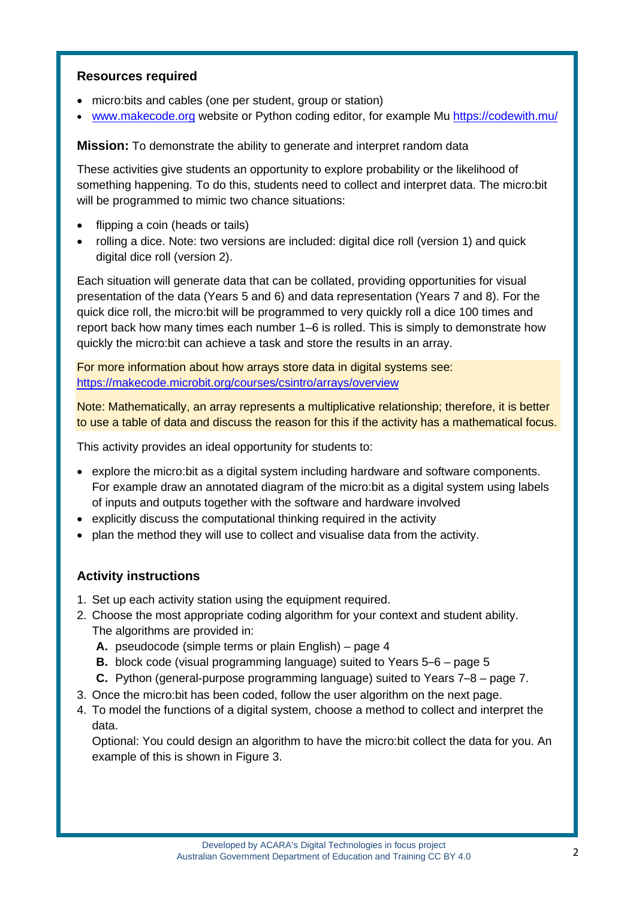### Resources required

- micro:bits and cables (one per student, group or station)
- [www.makecode.org](www.makecode.org) website or Python coding editor, for example Mu [https://codewith.mu/](https://codewith.mu/)

**Mission:** To demonstrate the ability to generate and interpret random data

These activities give students an opportunity to explore probability or the likelihood of something happening. To do this, students need to collect and interpret data. The micro:bit will be programmed to mimic two chance situations:

- flipping a coin (heads or tails)
- rolling a dice. Note: two versions are included: digital dice roll (version 1) and quick digital dice roll (version 2).

Each situation will generate data that can be collated, providing opportunities for visual presentation of the data (Years 5 and 6) and data representation (Years 7 and 8). For the quick dice roll, the micro:bit will be programmed to very quickly roll a dice 100 times and report back how many times each number 1–6 is rolled. This is simply to demonstrate how quickly the micro:bit can achieve a task and store the results in an array.

For more information about how arrays store data in digital systems see: [https://makecode.microbit.org/courses/csintro/arrays/overview](https://makecode.microbit.org/courses/csintro/arrays/overview)

Note: Mathematically, an array represents a multiplicative relationship; therefore, it is better to use a table of data and discuss the reason for this if the activity has a mathematical focus.

This activity provides an ideal opportunity for students to:

- explore the micro:bit as a digital system including hardware and software components. For example draw an annotated diagram of the micro:bit as a digital system using labels of inputs and outputs together with the software and hardware involved
- explicitly discuss the computational thinking required in the activity
- plan the method they will use to collect and visualise data from the activity.

### Activity instructions

1. Set up each activity station using the equipment required.
2. Choose the most appropriate coding algorithm for your context and student ability. The algorithms are provided in:
   **A.** pseudocode (simple terms or plain English) – page 4
   **B.** block code (visual programming language) suited to Years 5–6 – page 5
   **C.** Python (general-purpose programming language) suited to Years 7–8 – page 7.
3. Once the micro:bit has been coded, follow the user algorithm on the next page.
4. To model the functions of a digital system, choose a method to collect and interpret the data.
   Optional: You could design an algorithm to have the micro:bit collect the data for you. An example of this is shown in Figure 3.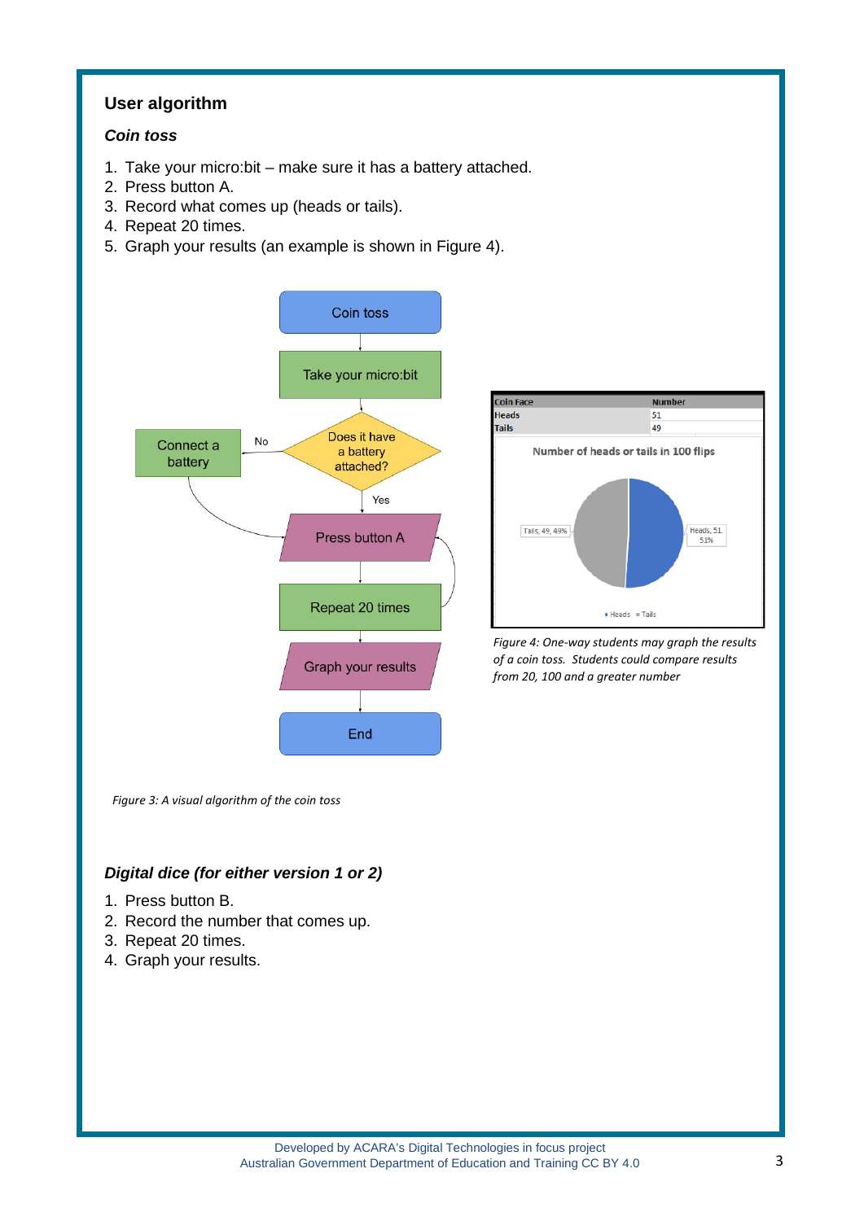## User algorithm

### *Coin toss*

1. Take your micro:bit – make sure it has a battery attached.
2. Press button A.
3. Record what comes up (heads or tails).
4. Repeat 20 times.
5. Graph your results (an example is shown in Figure 4).

*Figure 3: A visual algorithm of the coin toss*

| Coin Face | Number |
|---|---|
| Heads | 51 |
| Tails | 49 |

*Figure 4: One-way students may graph the results of a coin toss. Students could compare results from 20, 100 and a greater number*

### *Digital dice (for either version 1 or 2)*

1. Press button B.
2. Record the number that comes up.
3. Repeat 20 times.
4. Graph your results.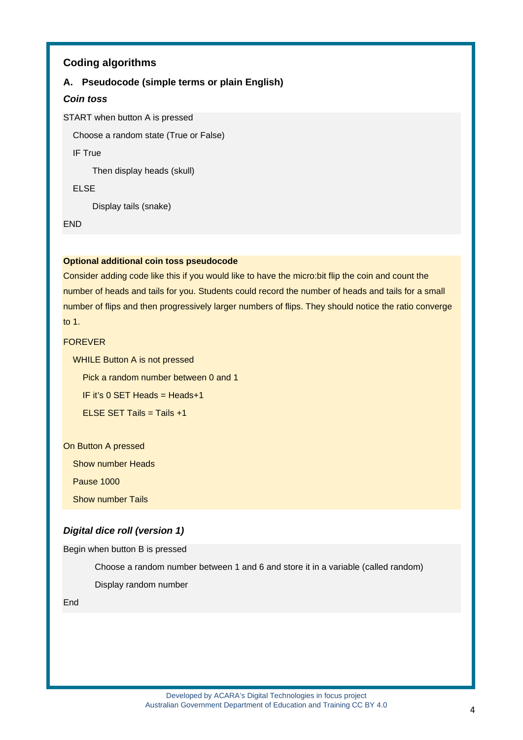## Coding algorithms

### A. Pseudocode (simple terms or plain English)

***Coin toss***

```
START when button A is pressed
  Choose a random state (True or False)
  IF True
      Then display heads (skull)
  ELSE
      Display tails (snake)
END
```

**Optional additional coin toss pseudocode**

Consider adding code like this if you would like to have the micro:bit flip the coin and count the number of heads and tails for you. Students could record the number of heads and tails for a small number of flips and then progressively larger numbers of flips. They should notice the ratio converge to 1.

```
FOREVER
  WHILE Button A is not pressed
    Pick a random number between 0 and 1
    IF it's 0 SET Heads = Heads+1
    ELSE SET Tails = Tails +1

On Button A pressed
  Show number Heads
  Pause 1000
  Show number Tails
```

***Digital dice roll (version 1)***

```
Begin when button B is pressed
      Choose a random number between 1 and 6 and store it in a variable (called random)
      Display random number
End
```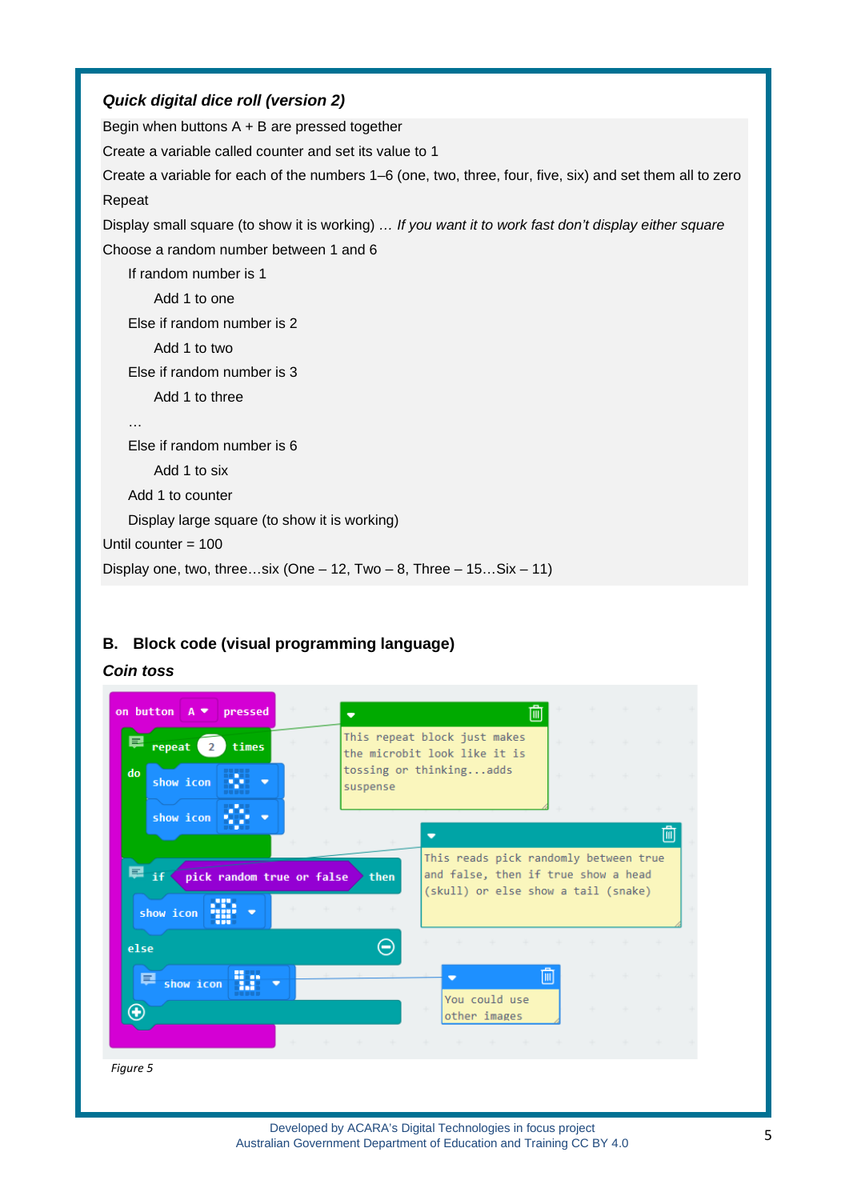### *Quick digital dice roll (version 2)*

Begin when buttons A + B are pressed together
Create a variable called counter and set its value to 1
Create a variable for each of the numbers 1–6 (one, two, three, four, five, six) and set them all to zero
Repeat
Display small square (to show it is working) … *If you want it to work fast don't display either square*
Choose a random number between 1 and 6

    If random number is 1
        Add 1 to one
    Else if random number is 2
        Add 1 to two
    Else if random number is 3
        Add 1 to three
    …
    Else if random number is 6
        Add 1 to six
    Add 1 to counter
    Display large square (to show it is working)

Until counter = 100
Display one, two, three…six (One – 12, Two – 8, Three – 15…Six – 11)

## B. Block code (visual programming language)

### *Coin toss*

```
on button A pressed
    repeat 2 times
    do
        show icon [icon]
        show icon [icon]
    if pick random true or false then
        show icon [icon]
    else
        show icon [icon]
```

Comments:

- This repeat block just makes the microbit look like it is tossing or thinking...adds suspense
- This reads pick randomly between true and false, then if true show a head (skull) or else show a tail (snake)
- You could use other images

*Figure 5*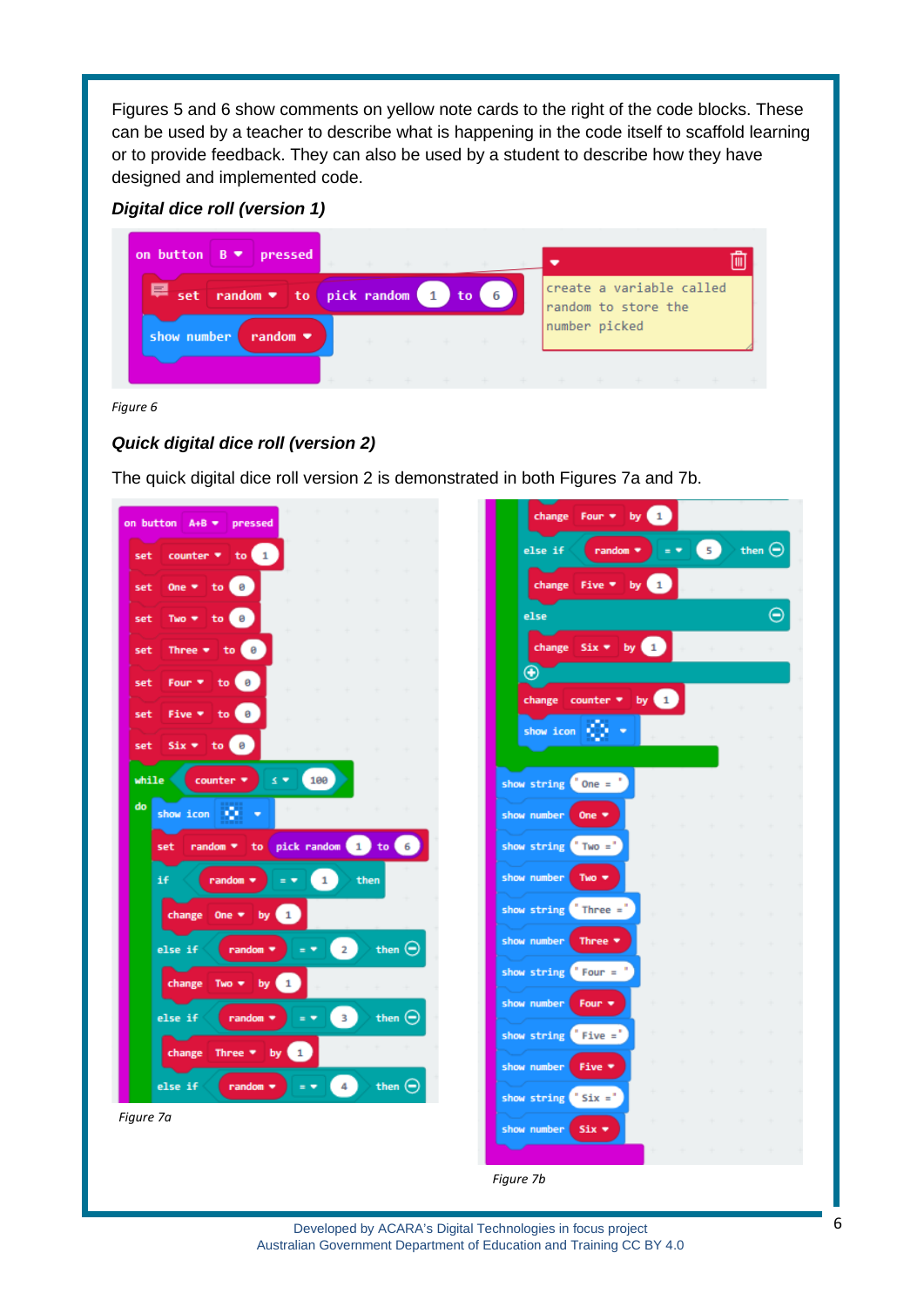Figures 5 and 6 show comments on yellow note cards to the right of the code blocks. These can be used by a teacher to describe what is happening in the code itself to scaffold learning or to provide feedback. They can also be used by a student to describe how they have designed and implemented code.

***Digital dice roll (version 1)***

```
on button B pressed
    set random to pick random 1 to 6
    show number random
```

create a variable called random to store the number picked

*Figure 6*

***Quick digital dice roll (version 2)***

The quick digital dice roll version 2 is demonstrated in both Figures 7a and 7b.

```
on button A+B pressed
    set counter to 1
    set One to 0
    set Two to 0
    set Three to 0
    set Four to 0
    set Five to 0
    set Six to 0
    while counter ≤ 100
    do
        show icon
        set random to pick random 1 to 6
        if random = 1 then
            change One by 1
        else if random = 2 then
            change Two by 1
        else if random = 3 then
            change Three by 1
        else if random = 4 then
```

*Figure 7a*

```
            change Four by 1
        else if random = 5 then
            change Five by 1
        else
            change Six by 1
        change counter by 1
        show icon
    show string "One ="
    show number One
    show string "Two ="
    show number Two
    show string "Three ="
    show number Three
    show string "Four ="
    show number Four
    show string "Five ="
    show number Five
    show string "Six ="
    show number Six
```

*Figure 7b*

Developed by ACARA's Digital Technologies in focus project
Australian Government Department of Education and Training CC BY 4.0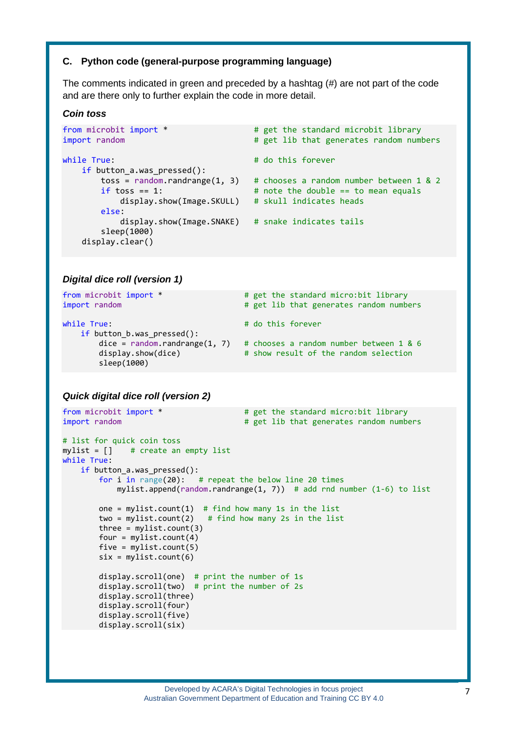### C. Python code (general-purpose programming language)

The comments indicated in green and preceded by a hashtag (#) are not part of the code and are there only to further explain the code in more detail.

***Coin toss***

```
from microbit import *                  # get the standard microbit library
import random                           # get lib that generates random numbers

while True:                             # do this forever
    if button_a.was_pressed():
        toss = random.randrange(1, 3)   # chooses a random number between 1 & 2
        if toss == 1:                   # note the double == to mean equals
            display.show(Image.SKULL)   # skull indicates heads
        else:
            display.show(Image.SNAKE)   # snake indicates tails
        sleep(1000)
    display.clear()
```

***Digital dice roll (version 1)***

```
from microbit import *                # get the standard micro:bit library
import random                         # get lib that generates random numbers

while True:                           # do this forever
    if button_b.was_pressed():
        dice = random.randrange(1, 7) # chooses a random number between 1 & 6
        display.show(dice)            # show result of the random selection
        sleep(1000)
```

***Quick digital dice roll (version 2)***

```
from microbit import *                # get the standard micro:bit library
import random                         # get lib that generates random numbers

# list for quick coin toss
mylist = []    # create an empty list
while True:
    if button_a.was_pressed():
        for i in range(20):   # repeat the below line 20 times
            mylist.append(random.randrange(1, 7))  # add rnd number (1-6) to list

        one = mylist.count(1)  # find how many 1s in the list
        two = mylist.count(2)   # find how many 2s in the list
        three = mylist.count(3)
        four = mylist.count(4)
        five = mylist.count(5)
        six = mylist.count(6)

        display.scroll(one)  # print the number of 1s
        display.scroll(two)  # print the number of 2s
        display.scroll(three)
        display.scroll(four)
        display.scroll(five)
        display.scroll(six)
```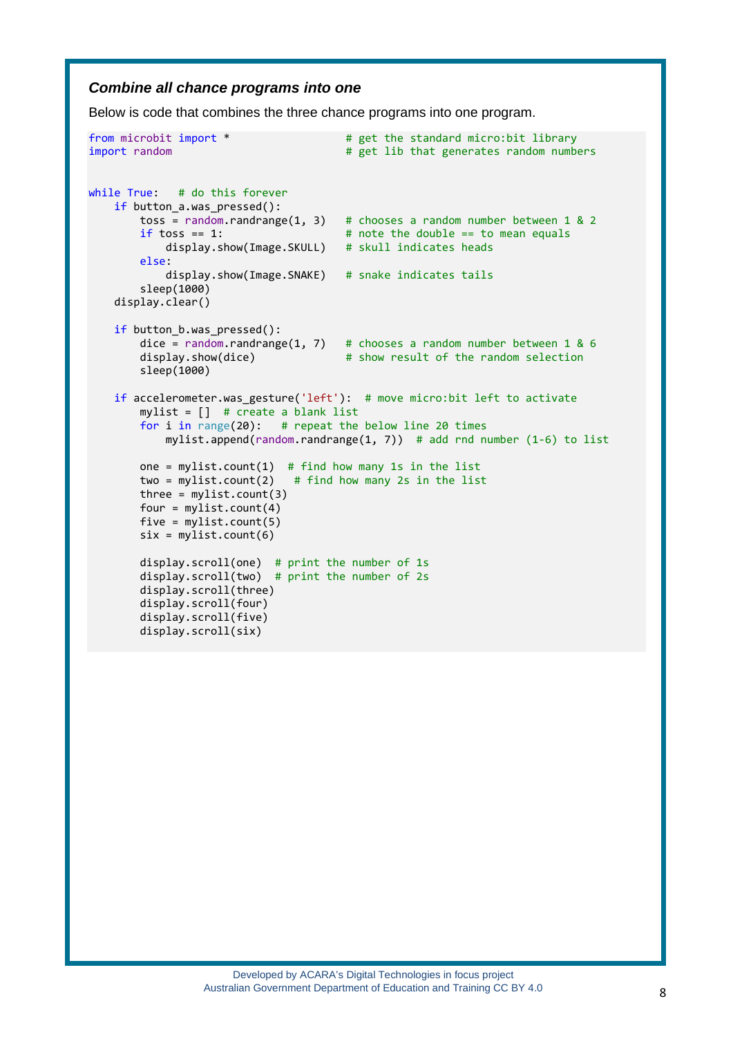### *Combine all chance programs into one*

Below is code that combines the three chance programs into one program.

```
from microbit import *                  # get the standard micro:bit library
import random                           # get lib that generates random numbers


while True:   # do this forever
    if button_a.was_pressed():
        toss = random.randrange(1, 3)   # chooses a random number between 1 & 2
        if toss == 1:                   # note the double == to mean equals
            display.show(Image.SKULL)   # skull indicates heads
        else:
            display.show(Image.SNAKE)   # snake indicates tails
        sleep(1000)
    display.clear()

    if button_b.was_pressed():
        dice = random.randrange(1, 7)   # chooses a random number between 1 & 6
        display.show(dice)              # show result of the random selection
        sleep(1000)

    if accelerometer.was_gesture('left'):  # move micro:bit left to activate
        mylist = []  # create a blank list
        for i in range(20):   # repeat the below line 20 times
            mylist.append(random.randrange(1, 7))  # add rnd number (1-6) to list

        one = mylist.count(1)  # find how many 1s in the list
        two = mylist.count(2)   # find how many 2s in the list
        three = mylist.count(3)
        four = mylist.count(4)
        five = mylist.count(5)
        six = mylist.count(6)

        display.scroll(one)  # print the number of 1s
        display.scroll(two)  # print the number of 2s
        display.scroll(three)
        display.scroll(four)
        display.scroll(five)
        display.scroll(six)
```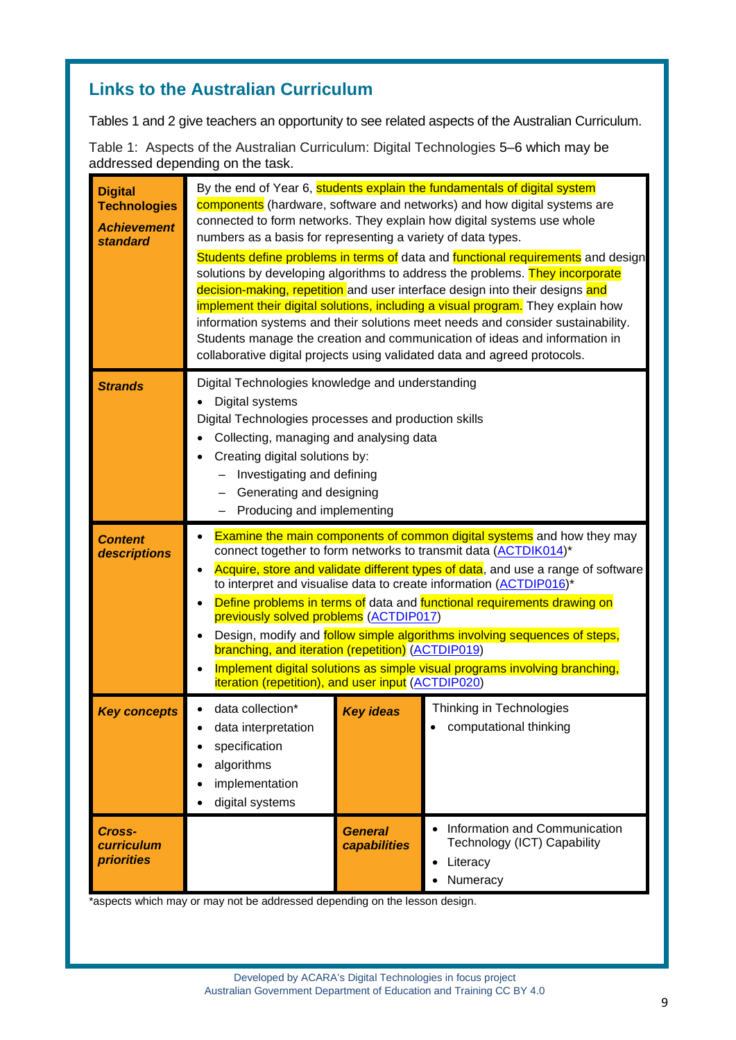## Links to the Australian Curriculum

Tables 1 and 2 give teachers an opportunity to see related aspects of the Australian Curriculum.

Table 1: Aspects of the Australian Curriculum: Digital Technologies 5–6 which may be addressed depending on the task.

| | | | |
|---|---|---|---|
| **Digital Technologies** ***Achievement standard*** | By the end of Year 6, students explain the fundamentals of digital system components (hardware, software and networks) and how digital systems are connected to form networks. They explain how digital systems use whole numbers as a basis for representing a variety of data types.<br><br>Students define problems in terms of data and functional requirements and design solutions by developing algorithms to address the problems. They incorporate decision-making, repetition and user interface design into their designs and implement their digital solutions, including a visual program. They explain how information systems and their solutions meet needs and consider sustainability. Students manage the creation and communication of ideas and information in collaborative digital projects using validated data and agreed protocols. | | |
| ***Strands*** | Digital Technologies knowledge and understanding<br>• Digital systems<br>Digital Technologies processes and production skills<br>• Collecting, managing and analysing data<br>• Creating digital solutions by:<br>– Investigating and defining<br>– Generating and designing<br>– Producing and implementing | | |
| ***Content descriptions*** | • Examine the main components of common digital systems and how they may connect together to form networks to transmit data (ACTDIK014)*<br>• Acquire, store and validate different types of data, and use a range of software to interpret and visualise data to create information (ACTDIP016)*<br>• Define problems in terms of data and functional requirements drawing on previously solved problems (ACTDIP017)<br>• Design, modify and follow simple algorithms involving sequences of steps, branching, and iteration (repetition) (ACTDIP019)<br>• Implement digital solutions as simple visual programs involving branching, iteration (repetition), and user input (ACTDIP020) | | |
| ***Key concepts*** | • data collection*<br>• data interpretation<br>• specification<br>• algorithms<br>• implementation<br>• digital systems | ***Key ideas*** | Thinking in Technologies<br>• computational thinking |
| ***Cross-curriculum priorities*** | | ***General capabilities*** | • Information and Communication Technology (ICT) Capability<br>• Literacy<br>• Numeracy |

*aspects which may or may not be addressed depending on the lesson design.

Developed by ACARA's Digital Technologies in focus project
Australian Government Department of Education and Training CC BY 4.0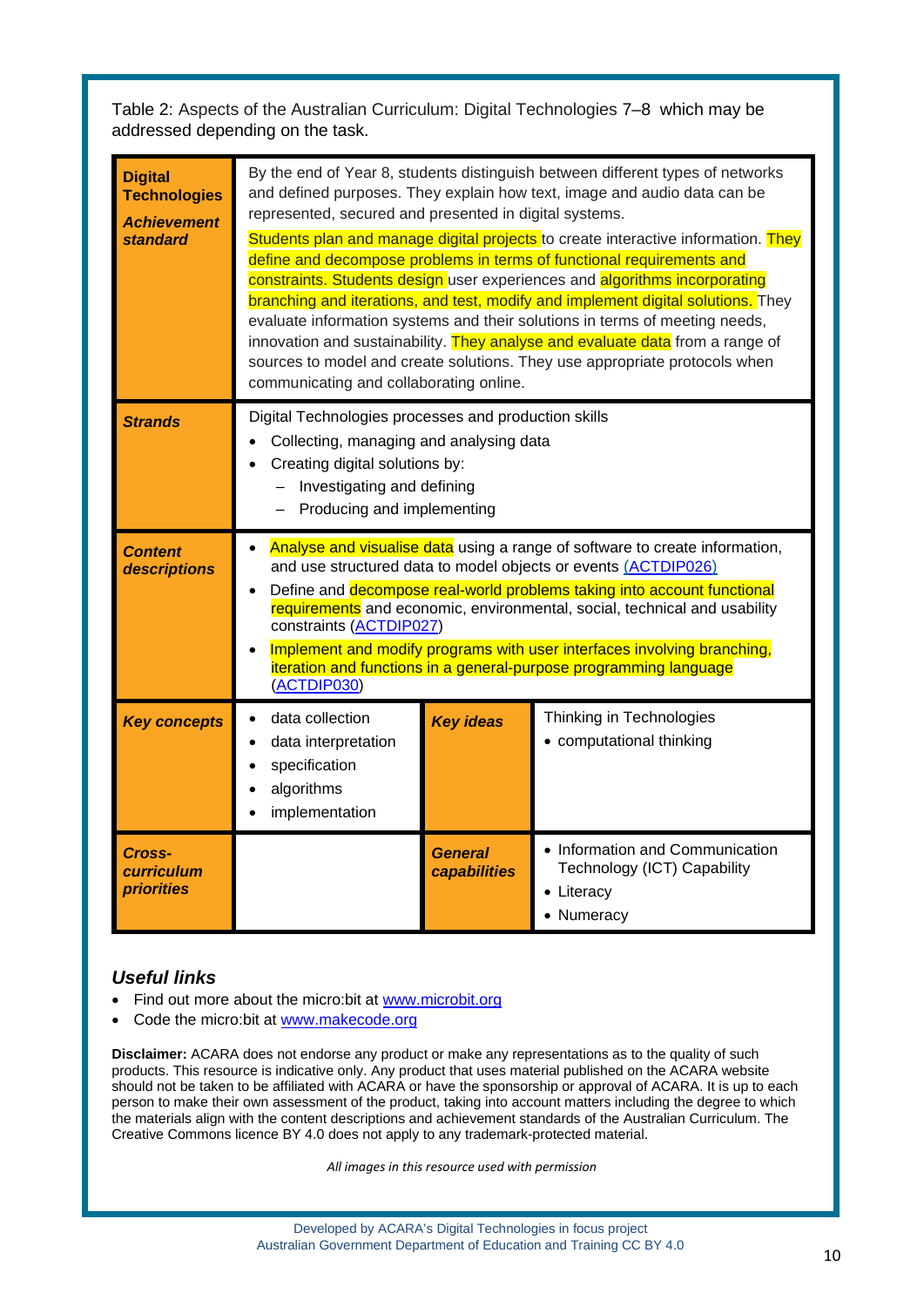Table 2: Aspects of the Australian Curriculum: Digital Technologies 7–8 which may be addressed depending on the task.

| | | | |
|---|---|---|---|
| **Digital Technologies** ***Achievement standard*** | By the end of Year 8, students distinguish between different types of networks and defined purposes. They explain how text, image and audio data can be represented, secured and presented in digital systems.<br>Students plan and manage digital projects to create interactive information. They define and decompose problems in terms of functional requirements and constraints. Students design user experiences and algorithms incorporating branching and iterations, and test, modify and implement digital solutions. They evaluate information systems and their solutions in terms of meeting needs, innovation and sustainability. They analyse and evaluate data from a range of sources to model and create solutions. They use appropriate protocols when communicating and collaborating online. | | |
| ***Strands*** | Digital Technologies processes and production skills<br>• Collecting, managing and analysing data<br>• Creating digital solutions by:<br>– Investigating and defining<br>– Producing and implementing | | |
| ***Content descriptions*** | • Analyse and visualise data using a range of software to create information, and use structured data to model objects or events (ACTDIP026)<br>• Define and decompose real-world problems taking into account functional requirements and economic, environmental, social, technical and usability constraints (ACTDIP027)<br>• Implement and modify programs with user interfaces involving branching, iteration and functions in a general-purpose programming language (ACTDIP030) | | |
| ***Key concepts*** | • data collection<br>• data interpretation<br>• specification<br>• algorithms<br>• implementation | ***Key ideas*** | Thinking in Technologies<br>• computational thinking |
| ***Cross-curriculum priorities*** | | ***General capabilities*** | • Information and Communication Technology (ICT) Capability<br>• Literacy<br>• Numeracy |

## *Useful links*

- Find out more about the micro:bit at www.microbit.org
- Code the micro:bit at www.makecode.org

**Disclaimer:** ACARA does not endorse any product or make any representations as to the quality of such products. This resource is indicative only. Any product that uses material published on the ACARA website should not be taken to be affiliated with ACARA or have the sponsorship or approval of ACARA. It is up to each person to make their own assessment of the product, taking into account matters including the degree to which the materials align with the content descriptions and achievement standards of the Australian Curriculum. The Creative Commons licence BY 4.0 does not apply to any trademark-protected material.

*All images in this resource used with permission*

Developed by ACARA's Digital Technologies in focus project
Australian Government Department of Education and Training CC BY 4.0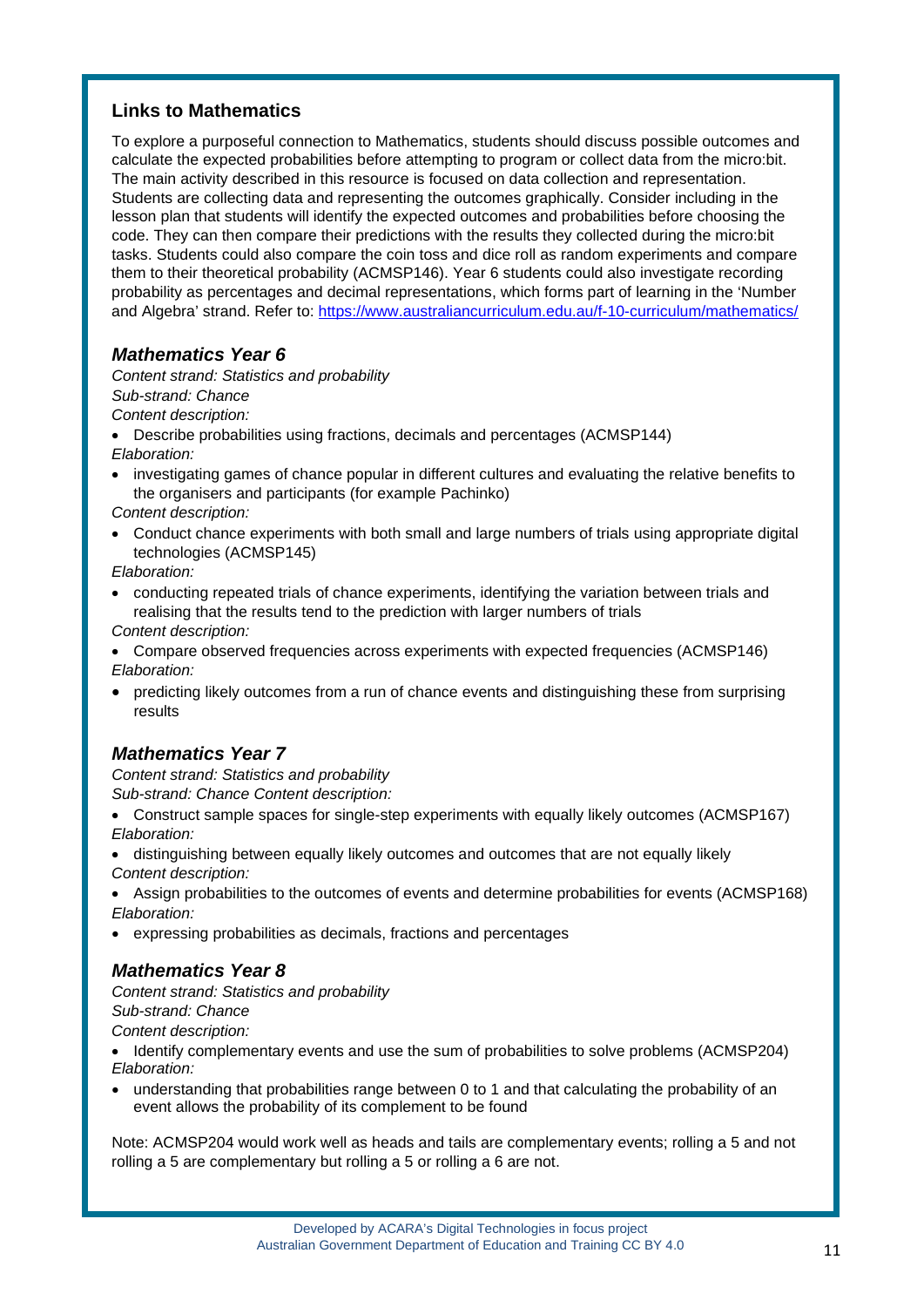## Links to Mathematics

To explore a purposeful connection to Mathematics, students should discuss possible outcomes and calculate the expected probabilities before attempting to program or collect data from the micro:bit. The main activity described in this resource is focused on data collection and representation. Students are collecting data and representing the outcomes graphically. Consider including in the lesson plan that students will identify the expected outcomes and probabilities before choosing the code. They can then compare their predictions with the results they collected during the micro:bit tasks. Students could also compare the coin toss and dice roll as random experiments and compare them to their theoretical probability (ACMSP146). Year 6 students could also investigate recording probability as percentages and decimal representations, which forms part of learning in the 'Number and Algebra' strand. Refer to: [https://www.australiancurriculum.edu.au/f-10-curriculum/mathematics/](https://www.australiancurriculum.edu.au/f-10-curriculum/mathematics/)

### *Mathematics Year 6*

*Content strand: Statistics and probability*
*Sub-strand: Chance*
*Content description:*

- Describe probabilities using fractions, decimals and percentages (ACMSP144)

*Elaboration:*

- investigating games of chance popular in different cultures and evaluating the relative benefits to the organisers and participants (for example Pachinko)

*Content description:*

- Conduct chance experiments with both small and large numbers of trials using appropriate digital technologies (ACMSP145)

*Elaboration:*

- conducting repeated trials of chance experiments, identifying the variation between trials and realising that the results tend to the prediction with larger numbers of trials

*Content description:*

- Compare observed frequencies across experiments with expected frequencies (ACMSP146)

*Elaboration:*

- predicting likely outcomes from a run of chance events and distinguishing these from surprising results

### *Mathematics Year 7*

*Content strand: Statistics and probability*
*Sub-strand: Chance Content description:*

- Construct sample spaces for single-step experiments with equally likely outcomes (ACMSP167)

*Elaboration:*

- distinguishing between equally likely outcomes and outcomes that are not equally likely

*Content description:*

- Assign probabilities to the outcomes of events and determine probabilities for events (ACMSP168)

*Elaboration:*

- expressing probabilities as decimals, fractions and percentages

### *Mathematics Year 8*

*Content strand: Statistics and probability*
*Sub-strand: Chance*
*Content description:*

- Identify complementary events and use the sum of probabilities to solve problems (ACMSP204)

*Elaboration:*

- understanding that probabilities range between 0 to 1 and that calculating the probability of an event allows the probability of its complement to be found

Note: ACMSP204 would work well as heads and tails are complementary events; rolling a 5 and not rolling a 5 are complementary but rolling a 5 or rolling a 6 are not.

Developed by ACARA's Digital Technologies in focus project
Australian Government Department of Education and Training CC BY 4.0